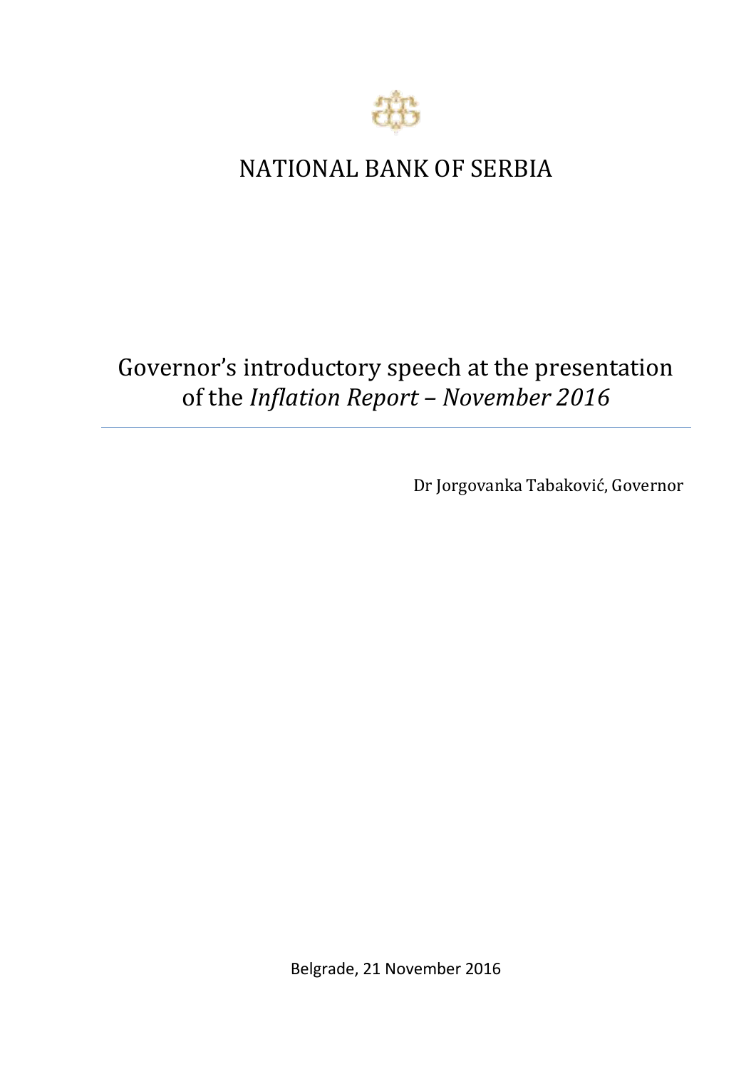# NATIONAL BANK OF SERBIA

## Governor's introductory speech at the presentation of the *Inflation Report – November 2016*

Dr Jorgovanka Tabaković, Governor

Belgrade, 21 November 2016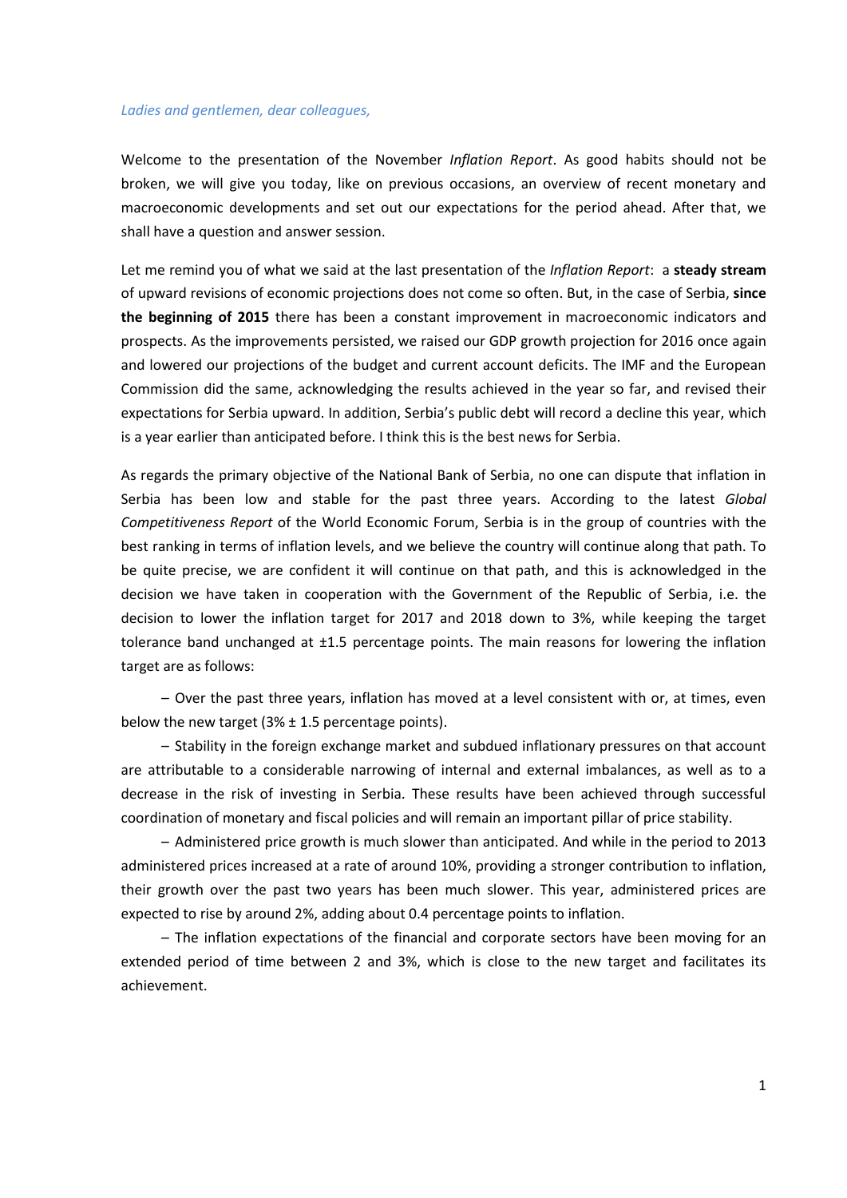*Ladies and gentlemen, dear colleagues,*

Welcome to the presentation of the November *Inflation Report*. As good habits should not be broken, we will give you today, like on previous occasions, an overview of recent monetary and macroeconomic developments and set out our expectations for the period ahead. After that, we shall have a question and answer session.

Let me remind you of what we said at the last presentation of the *Inflation Report*: a **steady stream** of upward revisions of economic projections does not come so often. But, in the case of Serbia, **since the beginning of 2015** there has been a constant improvement in macroeconomic indicators and prospects. As the improvements persisted, we raised our GDP growth projection for 2016 once again and lowered our projections of the budget and current account deficits. The IMF and the European Commission did the same, acknowledging the results achieved in the year so far, and revised their expectations for Serbia upward. In addition, Serbia's public debt will record a decline this year, which is a year earlier than anticipated before. I think this is the best news for Serbia.

As regards the primary objective of the National Bank of Serbia, no one can dispute that inflation in Serbia has been low and stable for the past three years. According to the latest *Global Competitiveness Report* of the World Economic Forum, Serbia is in the group of countries with the best ranking in terms of inflation levels, and we believe the country will continue along that path. To be quite precise, we are confident it will continue on that path, and this is acknowledged in the decision we have taken in cooperation with the Government of the Republic of Serbia, i.e. the decision to lower the inflation target for 2017 and 2018 down to 3%, while keeping the target tolerance band unchanged at ±1.5 percentage points. The main reasons for lowering the inflation target are as follows:

– Over the past three years, inflation has moved at a level consistent with or, at times, even below the new target (3% ± 1.5 percentage points).

– Stability in the foreign exchange market and subdued inflationary pressures on that account are attributable to a considerable narrowing of internal and external imbalances, as well as to a decrease in the risk of investing in Serbia. These results have been achieved through successful coordination of monetary and fiscal policies and will remain an important pillar of price stability.

– Administered price growth is much slower than anticipated. And while in the period to 2013 administered prices increased at a rate of around 10%, providing a stronger contribution to inflation, their growth over the past two years has been much slower. This year, administered prices are expected to rise by around 2%, adding about 0.4 percentage points to inflation.

– The inflation expectations of the financial and corporate sectors have been moving for an extended period of time between 2 and 3%, which is close to the new target and facilitates its achievement.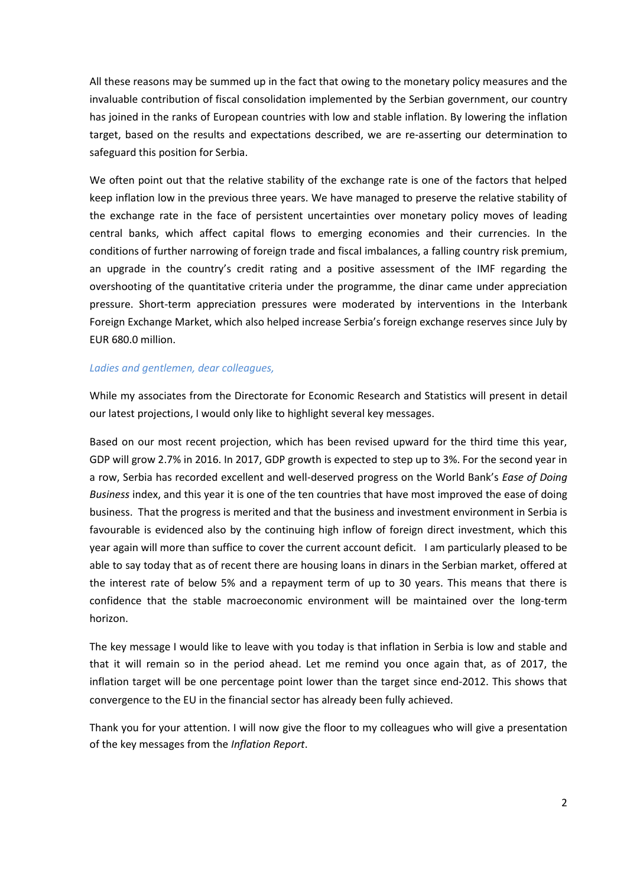All these reasons may be summed up in the fact that owing to the monetary policy measures and the invaluable contribution of fiscal consolidation implemented by the Serbian government, our country has joined in the ranks of European countries with low and stable inflation. By lowering the inflation target, based on the results and expectations described, we are re-asserting our determination to safeguard this position for Serbia.

We often point out that the relative stability of the exchange rate is one of the factors that helped keep inflation low in the previous three years. We have managed to preserve the relative stability of the exchange rate in the face of persistent uncertainties over monetary policy moves of leading central banks, which affect capital flows to emerging economies and their currencies. In the conditions of further narrowing of foreign trade and fiscal imbalances, a falling country risk premium, an upgrade in the country's credit rating and a positive assessment of the IMF regarding the overshooting of the quantitative criteria under the programme, the dinar came under appreciation pressure. Short-term appreciation pressures were moderated by interventions in the Interbank Foreign Exchange Market, which also helped increase Serbia's foreign exchange reserves since July by EUR 680.0 million.

*Ladies and gentlemen, dear colleagues,*

While my associates from the Directorate for Economic Research and Statistics will present in detail our latest projections, I would only like to highlight several key messages.

Based on our most recent projection, which has been revised upward for the third time this year, GDP will grow 2.7% in 2016. In 2017, GDP growth is expected to step up to 3%. For the second year in a row, Serbia has recorded excellent and well-deserved progress on the World Bank's *Ease of Doing Business* index, and this year it is one of the ten countries that have most improved the ease of doing business. That the progress is merited and that the business and investment environment in Serbia is favourable is evidenced also by the continuing high inflow of foreign direct investment, which this year again will more than suffice to cover the current account deficit. I am particularly pleased to be able to say today that as of recent there are housing loans in dinars in the Serbian market, offered at the interest rate of below 5% and a repayment term of up to 30 years. This means that there is confidence that the stable macroeconomic environment will be maintained over the long-term horizon.

The key message I would like to leave with you today is that inflation in Serbia is low and stable and that it will remain so in the period ahead. Let me remind you once again that, as of 2017, the inflation target will be one percentage point lower than the target since end-2012. This shows that convergence to the EU in the financial sector has already been fully achieved.

Thank you for your attention. I will now give the floor to my colleagues who will give a presentation of the key messages from the *Inflation Report*.